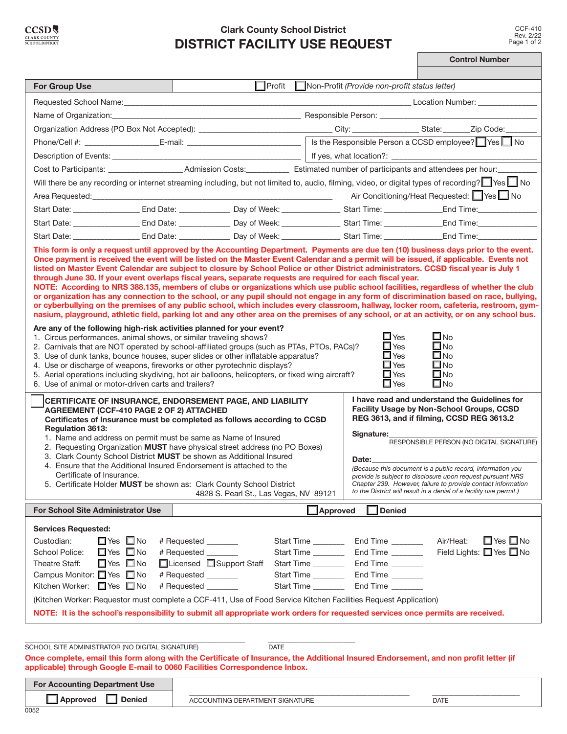CCSD CLARK COUNTY SCHOOL DISTRICT

# Clark County School District
# DISTRICT FACILITY USE REQUEST

CCF-410
Rev. 2/22

**Control Number**

## For Group Use

☐ Profit ☐ Non-Profit *(Provide non-profit status letter)*

Requested School Name: ______________________ Location Number: __________

Name of Organization: ______________________ Responsible Person: __________

Organization Address (PO Box Not Accepted): ______________ City: __________ State: ______ Zip Code: ______

Phone/Cell #: ______________ E-mail: ______________ Is the Responsible Person a CCSD employee? ☐ Yes ☐ No

Description of Events: ______________________ If yes, what location?: __________

Cost to Participants: ______________ Admission Costs: __________ Estimated number of participants and attendees per hour: ______

Will there be any recording or internet streaming including, but not limited to, audio, filming, video, or digital types of recording? ☐ Yes ☐ No

Area Requested: ______________________ Air Conditioning/Heat Requested: ☐ Yes ☐ No

Start Date: __________ End Date: __________ Day of Week: __________ Start Time: __________ End Time: __________

Start Date: __________ End Date: __________ Day of Week: __________ Start Time: __________ End Time: __________

Start Date: __________ End Date: __________ Day of Week: __________ Start Time: __________ End Time: __________

**This form is only a request until approved by the Accounting Department. Payments are due ten (10) business days prior to the event. Once payment is received the event will be listed on the Master Event Calendar and a permit will be issued, if applicable. Events not listed on Master Event Calendar are subject to closure by School Police or other District administrators. CCSD fiscal year is July 1 through June 30. If your event overlaps fiscal years, separate requests are required for each fiscal year.**

**NOTE: According to NRS 388.135, members of clubs or organizations which use public school facilities, regardless of whether the club or organization has any connection to the school, or any pupil should not engage in any form of discrimination based on race, bullying, or cyberbullying on the premises of any public school, which includes every classroom, hallway, locker room, cafeteria, restroom, gymnasium, playground, athletic field, parking lot and any other area on the premises of any school, or at an activity, or on any school bus.**

**Are any of the following high-risk activities planned for your event?**

1. Circus performances, animal shows, or similar traveling shows? ☐ Yes ☐ No
2. Carnivals that are NOT operated by school-affiliated groups (such as PTAs, PTOs, PACs)? ☐ Yes ☐ No
3. Use of dunk tanks, bounce houses, super slides or other inflatable apparatus? ☐ Yes ☐ No
4. Use or discharge of weapons, fireworks or other pyrotechnic displays? ☐ Yes ☐ No
5. Aerial operations including skydiving, hot air balloons, helicopters, or fixed wing aircraft? ☐ Yes ☐ No
6. Use of animal or motor-driven carts and trailers? ☐ Yes ☐ No

☐ **CERTIFICATE OF INSURANCE, ENDORSEMENT PAGE, AND LIABILITY AGREEMENT (CCF-410 PAGE 2 OF 2) ATTACHED**
**Certificates of Insurance must be completed as follows according to CCSD Regulation 3613:**

1. Name and address on permit must be same as Name of Insured
2. Requesting Organization **MUST** have physical street address (no PO Boxes)
3. Clark County School District **MUST** be shown as Additional Insured
4. Ensure that the Additional Insured Endorsement is attached to the Certificate of Insurance.
5. Certificate Holder **MUST** be shown as: Clark County School District
   4828 S. Pearl St., Las Vegas, NV 89121

**I have read and understand the Guidelines for Facility Usage by Non-School Groups, CCSD REG 3613, and if filming, CCSD REG 3613.2**

**Signature:** ______________________
RESPONSIBLE PERSON (NO DIGITAL SIGNATURE)

**Date:** ______________________

*(Because this document is a public record, information you provide is subject to disclosure upon request pursuant NRS Chapter 239. However, failure to provide contact information to the District will result in a denial of a facility use permit.)*

## For School Site Administrator Use

☐ **Approved** ☐ **Denied**

**Services Requested:**

| Service | Yes/No | Requested | Start Time | End Time | | |
|---|---|---|---|---|---|---|
| Custodian: | ☐ Yes ☐ No | # Requested ______ | Start Time ______ | End Time ______ | Air/Heat: | ☐ Yes ☐ No |
| School Police: | ☐ Yes ☐ No | # Requested ______ | Start Time ______ | End Time ______ | Field Lights: | ☐ Yes ☐ No |
| Theatre Staff: | ☐ Yes ☐ No | ☐ Licensed ☐ Support Staff | Start Time ______ | End Time ______ | | |
| Campus Monitor: | ☐ Yes ☐ No | # Requested ______ | Start Time ______ | End Time ______ | | |
| Kitchen Worker: | ☐ Yes ☐ No | # Requested ______ | Start Time ______ | End Time ______ | | |

(Kitchen Worker: Requestor must complete a CCF-411, Use of Food Service Kitchen Facilities Request Application)

**NOTE: It is the school's responsibility to submit all appropriate work orders for requested services once permits are received.**

______________________ ______________
SCHOOL SITE ADMINISTRATOR (NO DIGITAL SIGNATURE) DATE

**Once complete, email this form along with the Certificate of Insurance, the Additional Insured Endorsement, and non profit letter (if applicable) through Google E-mail to 0060 Facilities Correspondence Inbox.**

## For Accounting Department Use

☐ **Approved** ☐ **Denied**

______________________ ______________
ACCOUNTING DEPARTMENT SIGNATURE DATE

0052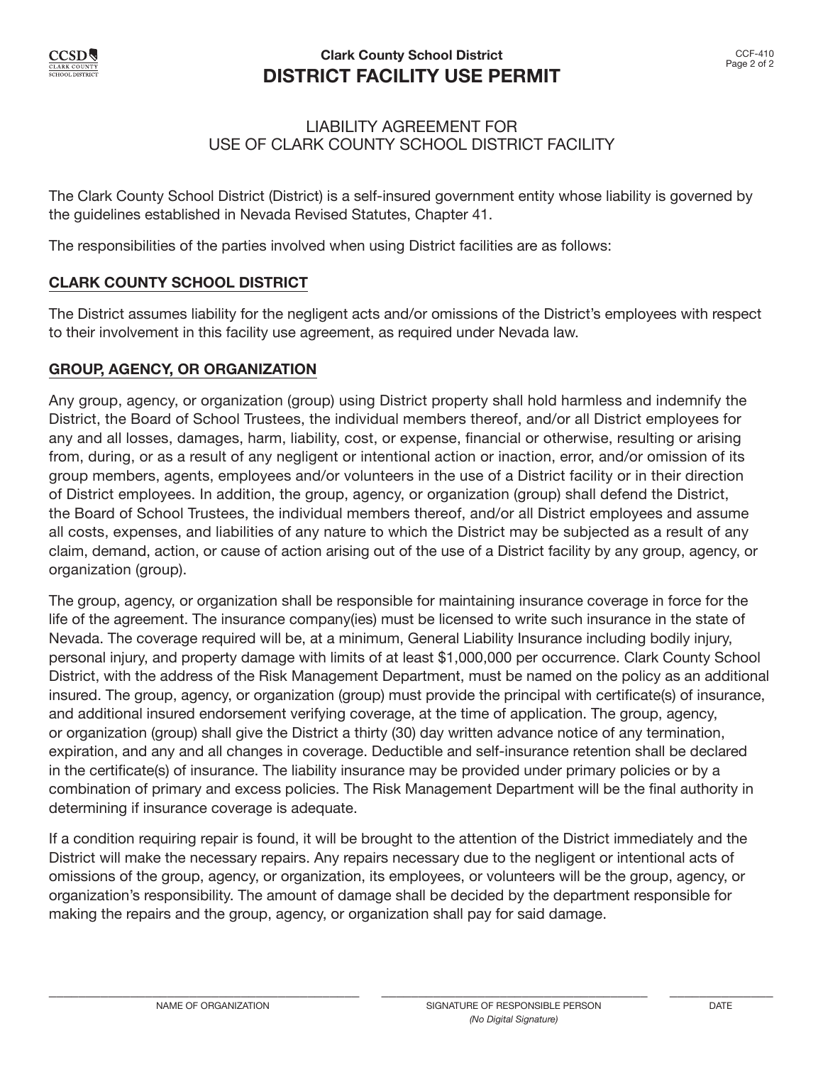Clark County School District

# DISTRICT FACILITY USE PERMIT

## LIABILITY AGREEMENT FOR USE OF CLARK COUNTY SCHOOL DISTRICT FACILITY

The Clark County School District (District) is a self-insured government entity whose liability is governed by the guidelines established in Nevada Revised Statutes, Chapter 41.

The responsibilities of the parties involved when using District facilities are as follows:

### CLARK COUNTY SCHOOL DISTRICT

The District assumes liability for the negligent acts and/or omissions of the District's employees with respect to their involvement in this facility use agreement, as required under Nevada law.

### GROUP, AGENCY, OR ORGANIZATION

Any group, agency, or organization (group) using District property shall hold harmless and indemnify the District, the Board of School Trustees, the individual members thereof, and/or all District employees for any and all losses, damages, harm, liability, cost, or expense, financial or otherwise, resulting or arising from, during, or as a result of any negligent or intentional action or inaction, error, and/or omission of its group members, agents, employees and/or volunteers in the use of a District facility or in their direction of District employees. In addition, the group, agency, or organization (group) shall defend the District, the Board of School Trustees, the individual members thereof, and/or all District employees and assume all costs, expenses, and liabilities of any nature to which the District may be subjected as a result of any claim, demand, action, or cause of action arising out of the use of a District facility by any group, agency, or organization (group).

The group, agency, or organization shall be responsible for maintaining insurance coverage in force for the life of the agreement. The insurance company(ies) must be licensed to write such insurance in the state of Nevada. The coverage required will be, at a minimum, General Liability Insurance including bodily injury, personal injury, and property damage with limits of at least $1,000,000 per occurrence. Clark County School District, with the address of the Risk Management Department, must be named on the policy as an additional insured. The group, agency, or organization (group) must provide the principal with certificate(s) of insurance, and additional insured endorsement verifying coverage, at the time of application. The group, agency, or organization (group) shall give the District a thirty (30) day written advance notice of any termination, expiration, and any and all changes in coverage. Deductible and self-insurance retention shall be declared in the certificate(s) of insurance. The liability insurance may be provided under primary policies or by a combination of primary and excess policies. The Risk Management Department will be the final authority in determining if insurance coverage is adequate.

If a condition requiring repair is found, it will be brought to the attention of the District immediately and the District will make the necessary repairs. Any repairs necessary due to the negligent or intentional acts of omissions of the group, agency, or organization, its employees, or volunteers will be the group, agency, or organization's responsibility. The amount of damage shall be decided by the department responsible for making the repairs and the group, agency, or organization shall pay for said damage.

| NAME OF ORGANIZATION | SIGNATURE OF RESPONSIBLE PERSON *(No Digital Signature)* | DATE |
|---|---|---|
| | | |